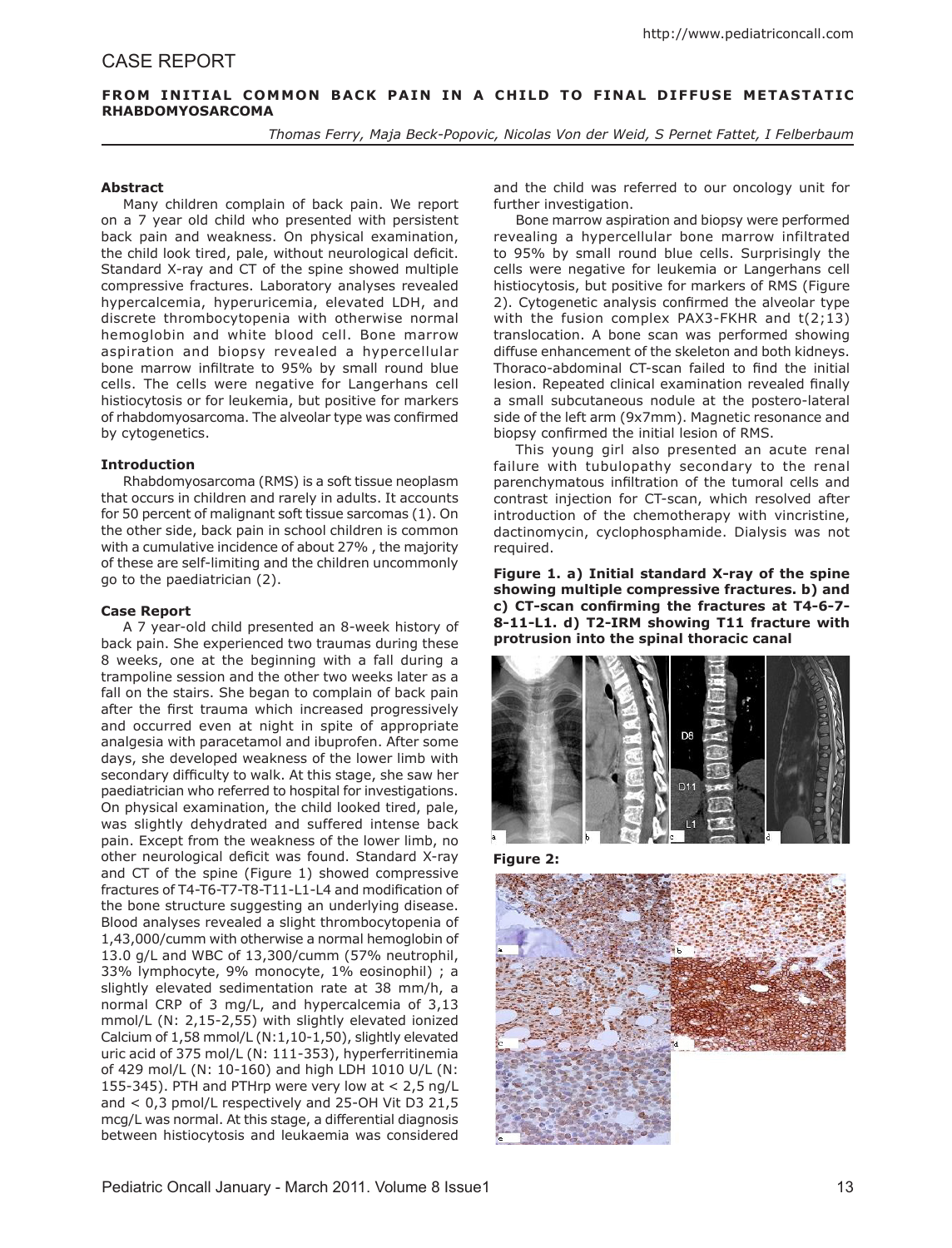CASE REPORT

# FROM INITIAL COMMON BACK PAIN IN A CHILD TO FINAL DIFFUSE METASTATIC RHABDOMYOSARCOMA

*Thomas Ferry, Maja Beck-Popovic, Nicolas Von der Weid, S Pernet Fattet, I Felberbaum*

## Abstract

Many children complain of back pain. We report on a 7 year old child who presented with persistent back pain and weakness. On physical examination, the child look tired, pale, without neurological deficit. Standard X-ray and CT of the spine showed multiple compressive fractures. Laboratory analyses revealed hypercalcemia, hyperuricemia, elevated LDH, and discrete thrombocytopenia with otherwise normal hemoglobin and white blood cell. Bone marrow aspiration and biopsy revealed a hypercellular bone marrow infiltrate to 95% by small round blue cells. The cells were negative for Langerhans cell histiocytosis or for leukemia, but positive for markers of rhabdomyosarcoma. The alveolar type was confirmed by cytogenetics.

## Introduction

Rhabdomyosarcoma (RMS) is a soft tissue neoplasm that occurs in children and rarely in adults. It accounts for 50 percent of malignant soft tissue sarcomas (1). On the other side, back pain in school children is common with a cumulative incidence of about 27% , the majority of these are self-limiting and the children uncommonly go to the paediatrician (2).

## Case Report

A 7 year-old child presented an 8-week history of back pain. She experienced two traumas during these 8 weeks, one at the beginning with a fall during a trampoline session and the other two weeks later as a fall on the stairs. She began to complain of back pain after the first trauma which increased progressively and occurred even at night in spite of appropriate analgesia with paracetamol and ibuprofen. After some days, she developed weakness of the lower limb with secondary difficulty to walk. At this stage, she saw her paediatrician who referred to hospital for investigations. On physical examination, the child looked tired, pale, was slightly dehydrated and suffered intense back pain. Except from the weakness of the lower limb, no other neurological deficit was found. Standard X-ray and CT of the spine (Figure 1) showed compressive fractures of T4-T6-T7-T8-T11-L1-L4 and modification of the bone structure suggesting an underlying disease. Blood analyses revealed a slight thrombocytopenia of 1,43,000/cumm with otherwise a normal hemoglobin of 13.0 g/L and WBC of 13,300/cumm (57% neutrophil, 33% lymphocyte, 9% monocyte, 1% eosinophil) ; a slightly elevated sedimentation rate at 38 mm/h, a normal CRP of 3 mg/L, and hypercalcemia of 3,13 mmol/L (N: 2,15-2,55) with slightly elevated ionized Calcium of 1,58 mmol/L (N:1,10-1,50), slightly elevated uric acid of 375 mol/L (N: 111-353), hyperferritinemia of 429 mol/L (N: 10-160) and high LDH 1010 U/L (N: 155-345). PTH and PTHrp were very low at < 2,5 ng/L and < 0,3 pmol/L respectively and 25-OH Vit D3 21,5 mcg/L was normal. At this stage, a differential diagnosis between histiocytosis and leukaemia was considered and the child was referred to our oncology unit for further investigation.

Bone marrow aspiration and biopsy were performed revealing a hypercellular bone marrow infiltrated to 95% by small round blue cells. Surprisingly the cells were negative for leukemia or Langerhans cell histiocytosis, but positive for markers of RMS (Figure 2). Cytogenetic analysis confirmed the alveolar type with the fusion complex PAX3-FKHR and t(2;13) translocation. A bone scan was performed showing diffuse enhancement of the skeleton and both kidneys. Thoraco-abdominal CT-scan failed to find the initial lesion. Repeated clinical examination revealed finally a small subcutaneous nodule at the postero-lateral side of the left arm (9x7mm). Magnetic resonance and biopsy confirmed the initial lesion of RMS.

This young girl also presented an acute renal failure with tubulopathy secondary to the renal parenchymatous infiltration of the tumoral cells and contrast injection for CT-scan, which resolved after introduction of the chemotherapy with vincristine, dactinomycin, cyclophosphamide. Dialysis was not required.

**Figure 1. a) Initial standard X-ray of the spine showing multiple compressive fractures. b) and c) CT-scan confirming the fractures at T4-6-7-8-11-L1. d) T2-IRM showing T11 fracture with protrusion into the spinal thoracic canal**

**Figure 2:**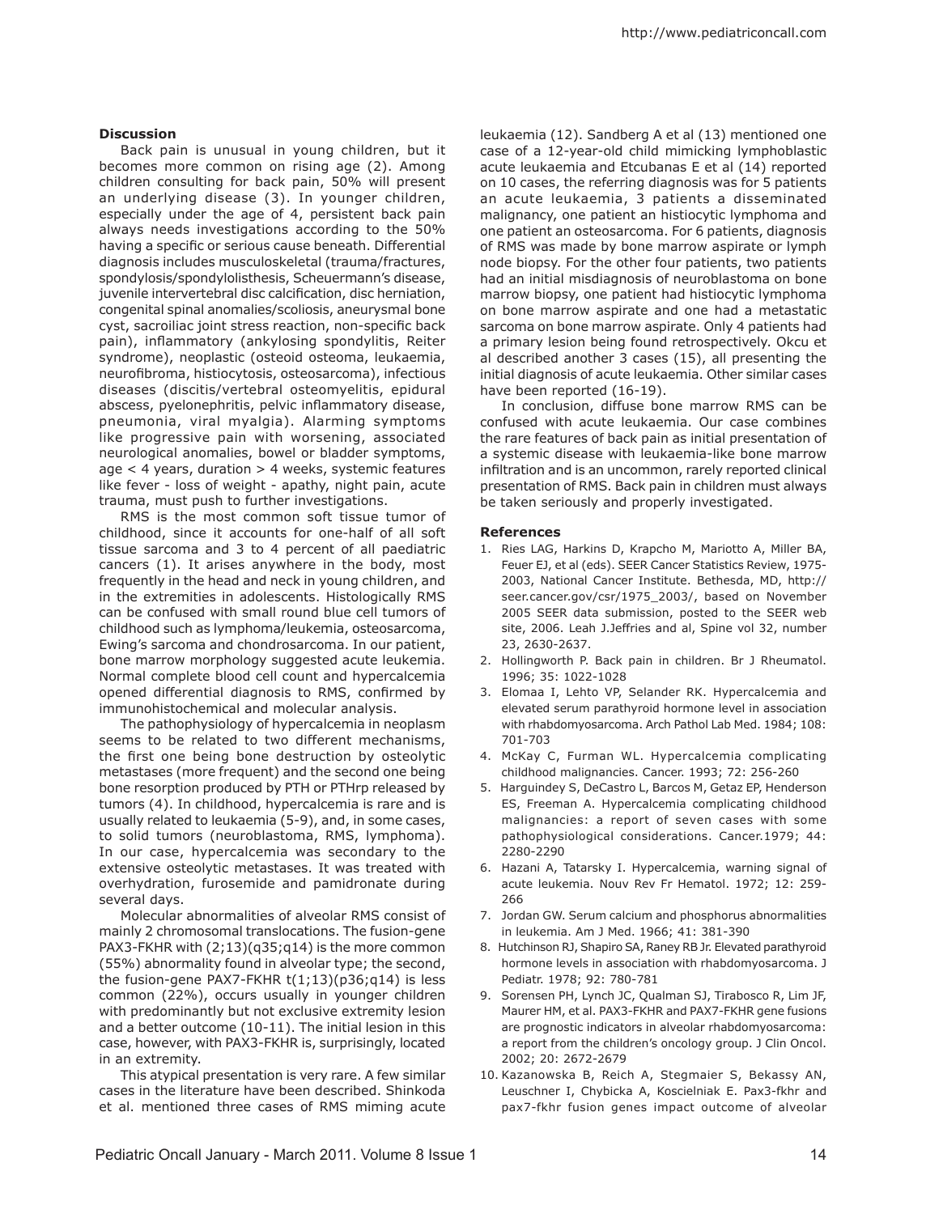**Discussion**

Back pain is unusual in young children, but it becomes more common on rising age (2). Among children consulting for back pain, 50% will present an underlying disease (3). In younger children, especially under the age of 4, persistent back pain always needs investigations according to the 50% having a specific or serious cause beneath. Differential diagnosis includes musculoskeletal (trauma/fractures, spondylosis/spondylolisthesis, Scheuermann's disease, juvenile intervertebral disc calcification, disc herniation, congenital spinal anomalies/scoliosis, aneurysmal bone cyst, sacroiliac joint stress reaction, non-specific back pain), inflammatory (ankylosing spondylitis, Reiter syndrome), neoplastic (osteoid osteoma, leukaemia, neurofibroma, histiocytosis, osteosarcoma), infectious diseases (discitis/vertebral osteomyelitis, epidural abscess, pyelonephritis, pelvic inflammatory disease, pneumonia, viral myalgia). Alarming symptoms like progressive pain with worsening, associated neurological anomalies, bowel or bladder symptoms, age < 4 years, duration > 4 weeks, systemic features like fever - loss of weight - apathy, night pain, acute trauma, must push to further investigations.

RMS is the most common soft tissue tumor of childhood, since it accounts for one-half of all soft tissue sarcoma and 3 to 4 percent of all paediatric cancers (1). It arises anywhere in the body, most frequently in the head and neck in young children, and in the extremities in adolescents. Histologically RMS can be confused with small round blue cell tumors of childhood such as lymphoma/leukemia, osteosarcoma, Ewing's sarcoma and chondrosarcoma. In our patient, bone marrow morphology suggested acute leukemia. Normal complete blood cell count and hypercalcemia opened differential diagnosis to RMS, confirmed by immunohistochemical and molecular analysis.

The pathophysiology of hypercalcemia in neoplasm seems to be related to two different mechanisms, the first one being bone destruction by osteolytic metastases (more frequent) and the second one being bone resorption produced by PTH or PTHrp released by tumors (4). In childhood, hypercalcemia is rare and is usually related to leukaemia (5-9), and, in some cases, to solid tumors (neuroblastoma, RMS, lymphoma). In our case, hypercalcemia was secondary to the extensive osteolytic metastases. It was treated with overhydration, furosemide and pamidronate during several days.

Molecular abnormalities of alveolar RMS consist of mainly 2 chromosomal translocations. The fusion-gene PAX3-FKHR with (2;13)(q35;q14) is the more common (55%) abnormality found in alveolar type; the second, the fusion-gene PAX7-FKHR t(1;13)(p36;q14) is less common (22%), occurs usually in younger children with predominantly but not exclusive extremity lesion and a better outcome (10-11). The initial lesion in this case, however, with PAX3-FKHR is, surprisingly, located in an extremity.

This atypical presentation is very rare. A few similar cases in the literature have been described. Shinkoda et al. mentioned three cases of RMS miming acute leukaemia (12). Sandberg A et al (13) mentioned one case of a 12-year-old child mimicking lymphoblastic acute leukaemia and Etcubanas E et al (14) reported on 10 cases, the referring diagnosis was for 5 patients an acute leukaemia, 3 patients a disseminated malignancy, one patient an histiocytic lymphoma and one patient an osteosarcoma. For 6 patients, diagnosis of RMS was made by bone marrow aspirate or lymph node biopsy. For the other four patients, two patients had an initial misdiagnosis of neuroblastoma on bone marrow biopsy, one patient had histiocytic lymphoma on bone marrow aspirate and one had a metastatic sarcoma on bone marrow aspirate. Only 4 patients had a primary lesion being found retrospectively. Okcu et al described another 3 cases (15), all presenting the initial diagnosis of acute leukaemia. Other similar cases have been reported (16-19).

In conclusion, diffuse bone marrow RMS can be confused with acute leukaemia. Our case combines the rare features of back pain as initial presentation of a systemic disease with leukaemia-like bone marrow infiltration and is an uncommon, rarely reported clinical presentation of RMS. Back pain in children must always be taken seriously and properly investigated.

**References**

1. Ries LAG, Harkins D, Krapcho M, Mariotto A, Miller BA, Feuer EJ, et al (eds). SEER Cancer Statistics Review, 1975-2003, National Cancer Institute. Bethesda, MD, http://seer.cancer.gov/csr/1975_2003/, based on November 2005 SEER data submission, posted to the SEER web site, 2006. Leah J.Jeffries and al, Spine vol 32, number 23, 2630-2637.
2. Hollingworth P. Back pain in children. Br J Rheumatol. 1996; 35: 1022-1028
3. Elomaa I, Lehto VP, Selander RK. Hypercalcemia and elevated serum parathyroid hormone level in association with rhabdomyosarcoma. Arch Pathol Lab Med. 1984; 108: 701-703
4. McKay C, Furman WL. Hypercalcemia complicating childhood malignancies. Cancer. 1993; 72: 256-260
5. Harguindey S, DeCastro L, Barcos M, Getaz EP, Henderson ES, Freeman A. Hypercalcemia complicating childhood malignancies: a report of seven cases with some pathophysiological considerations. Cancer.1979; 44: 2280-2290
6. Hazani A, Tatarsky I. Hypercalcemia, warning signal of acute leukemia. Nouv Rev Fr Hematol. 1972; 12: 259-266
7. Jordan GW. Serum calcium and phosphorus abnormalities in leukemia. Am J Med. 1966; 41: 381-390
8. Hutchinson RJ, Shapiro SA, Raney RB Jr. Elevated parathyroid hormone levels in association with rhabdomyosarcoma. J Pediatr. 1978; 92: 780-781
9. Sorensen PH, Lynch JC, Qualman SJ, Tirabosco R, Lim JF, Maurer HM, et al. PAX3-FKHR and PAX7-FKHR gene fusions are prognostic indicators in alveolar rhabdomyosarcoma: a report from the children's oncology group. J Clin Oncol. 2002; 20: 2672-2679
10. Kazanowska B, Reich A, Stegmaier S, Bekassy AN, Leuschner I, Chybicka A, Koscielniak E. Pax3-fkhr and pax7-fkhr fusion genes impact outcome of alveolar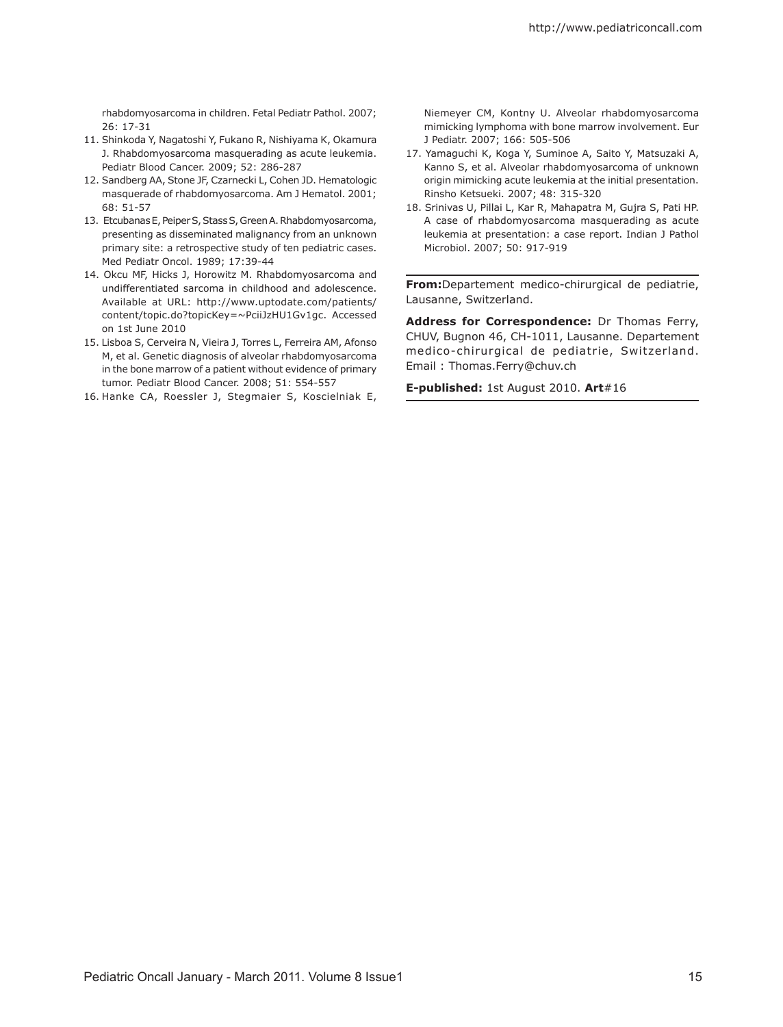rhabdomyosarcoma in children. Fetal Pediatr Pathol. 2007; 26: 17-31

11. Shinkoda Y, Nagatoshi Y, Fukano R, Nishiyama K, Okamura J. Rhabdomyosarcoma masquerading as acute leukemia. Pediatr Blood Cancer. 2009; 52: 286-287
12. Sandberg AA, Stone JF, Czarnecki L, Cohen JD. Hematologic masquerade of rhabdomyosarcoma. Am J Hematol. 2001; 68: 51-57
13. Etcubanas E, Peiper S, Stass S, Green A. Rhabdomyosarcoma, presenting as disseminated malignancy from an unknown primary site: a retrospective study of ten pediatric cases. Med Pediatr Oncol. 1989; 17:39-44
14. Okcu MF, Hicks J, Horowitz M. Rhabdomyosarcoma and undifferentiated sarcoma in childhood and adolescence. Available at URL: http://www.uptodate.com/patients/content/topic.do?topicKey=~PciiJzHU1Gv1gc. Accessed on 1st June 2010
15. Lisboa S, Cerveira N, Vieira J, Torres L, Ferreira AM, Afonso M, et al. Genetic diagnosis of alveolar rhabdomyosarcoma in the bone marrow of a patient without evidence of primary tumor. Pediatr Blood Cancer. 2008; 51: 554-557
16. Hanke CA, Roessler J, Stegmaier S, Koscielniak E, Niemeyer CM, Kontny U. Alveolar rhabdomyosarcoma mimicking lymphoma with bone marrow involvement. Eur J Pediatr. 2007; 166: 505-506
17. Yamaguchi K, Koga Y, Suminoe A, Saito Y, Matsuzaki A, Kanno S, et al. Alveolar rhabdomyosarcoma of unknown origin mimicking acute leukemia at the initial presentation. Rinsho Ketsueki. 2007; 48: 315-320
18. Srinivas U, Pillai L, Kar R, Mahapatra M, Gujra S, Pati HP. A case of rhabdomyosarcoma masquerading as acute leukemia at presentation: a case report. Indian J Pathol Microbiol. 2007; 50: 917-919

---

**From:**Departement medico-chirurgical de pediatrie, Lausanne, Switzerland.

**Address for Correspondence:** Dr Thomas Ferry, CHUV, Bugnon 46, CH-1011, Lausanne. Departement medico-chirurgical de pediatrie, Switzerland. Email : Thomas.Ferry@chuv.ch

**E-published:** 1st August 2010. **Art**#16

---